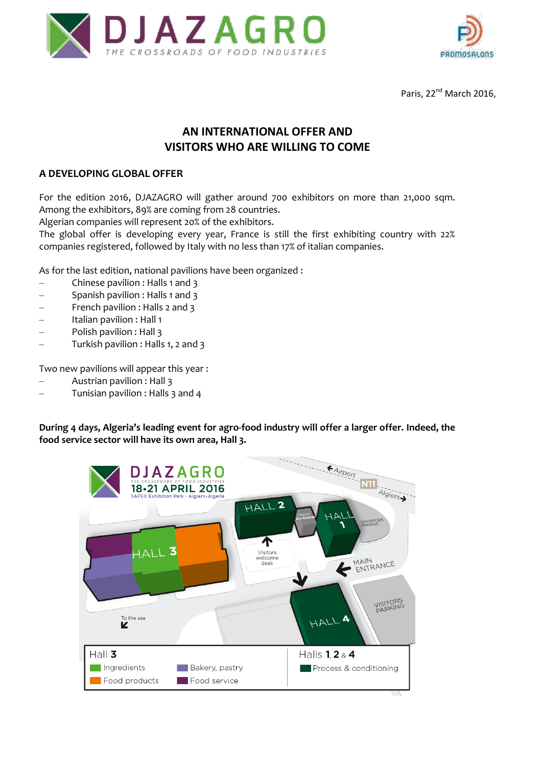Paris, 22nd March 2016,

# AN INTERNATIONAL OFFER AND VISITORS WHO ARE WILLING TO COME

## A DEVELOPING GLOBAL OFFER

For the edition 2016, DJAZAGRO will gather around 700 exhibitors on more than 21,000 sqm. Among the exhibitors, 89% are coming from 28 countries.
Algerian companies will represent 20% of the exhibitors.
The global offer is developing every year, France is still the first exhibiting country with 22% companies registered, followed by Italy with no less than 17% of italian companies.

As for the last edition, national pavilions have been organized :

- Chinese pavilion : Halls 1 and 3
- Spanish pavilion : Halls 1 and 3
- French pavilion : Halls 2 and 3
- Italian pavilion : Hall 1
- Polish pavilion : Hall 3
- Turkish pavilion : Halls 1, 2 and 3

Two new pavilions will appear this year :

- Austrian pavilion : Hall 3
- Tunisian pavilion : Halls 3 and 4

**During 4 days, Algeria's leading event for agro-food industry will offer a larger offer. Indeed, the food service sector will have its own area, Hall 3.**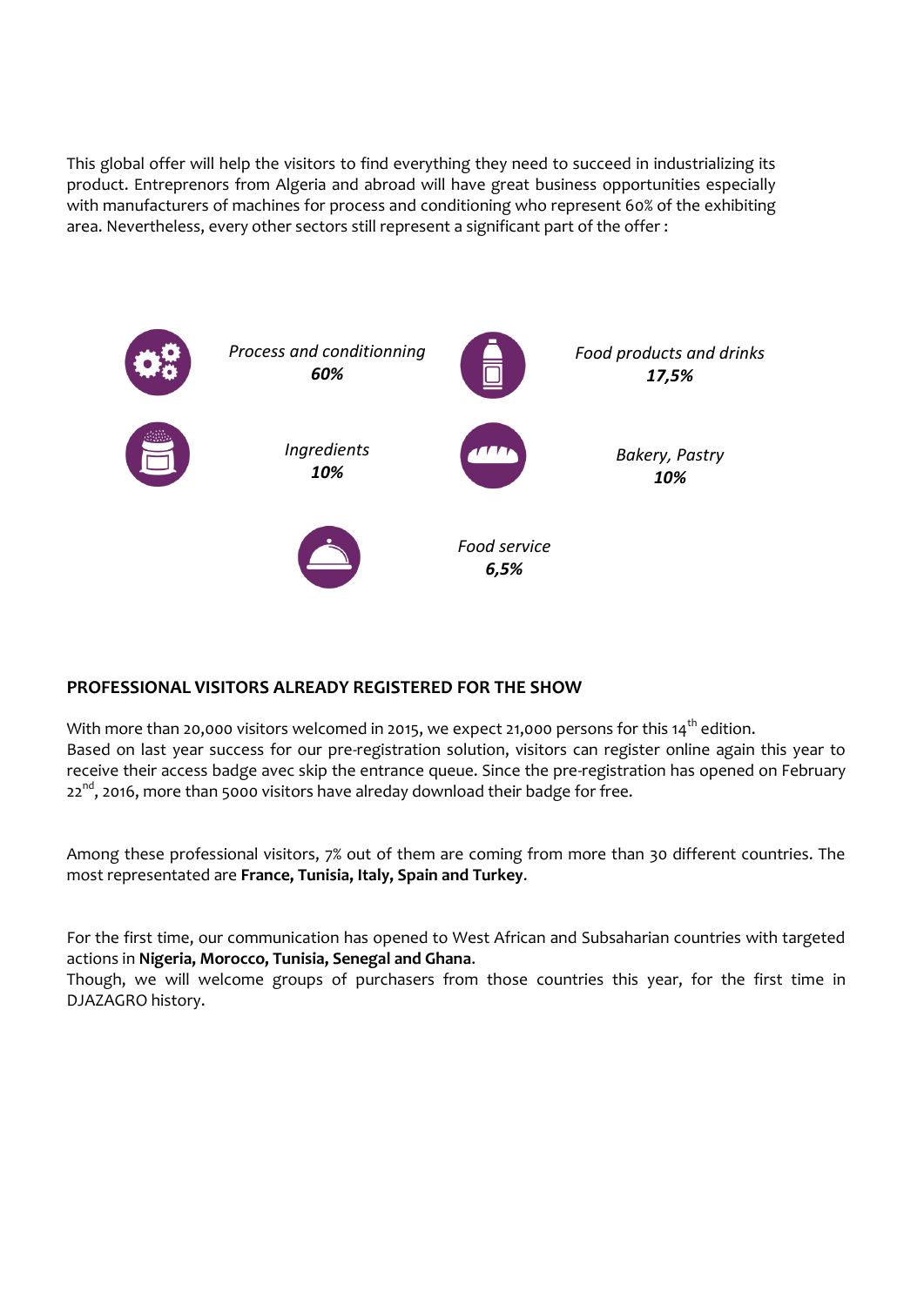This global offer will help the visitors to find everything they need to succeed in industrializing its product. Entreprenors from Algeria and abroad will have great business opportunities especially with manufacturers of machines for process and conditioning who represent 60% of the exhibiting area. Nevertheless, every other sectors still represent a significant part of the offer :

*Process and conditionning*
***60%***

*Food products and drinks*
***17,5%***

*Ingredients*
***10%***

*Bakery, Pastry*
***10%***

*Food service*
***6,5%***

## PROFESSIONAL VISITORS ALREADY REGISTERED FOR THE SHOW

With more than 20,000 visitors welcomed in 2015, we expect 21,000 persons for this 14th edition.
Based on last year success for our pre-registration solution, visitors can register online again this year to receive their access badge avec skip the entrance queue. Since the pre-registration has opened on February 22nd, 2016, more than 5000 visitors have alreday download their badge for free.

Among these professional visitors, 7% out of them are coming from more than 30 different countries. The most representated are **France, Tunisia, Italy, Spain and Turkey**.

For the first time, our communication has opened to West African and Subsaharian countries with targeted actions in **Nigeria, Morocco, Tunisia, Senegal and Ghana**.
Though, we will welcome groups of purchasers from those countries this year, for the first time in DJAZAGRO history.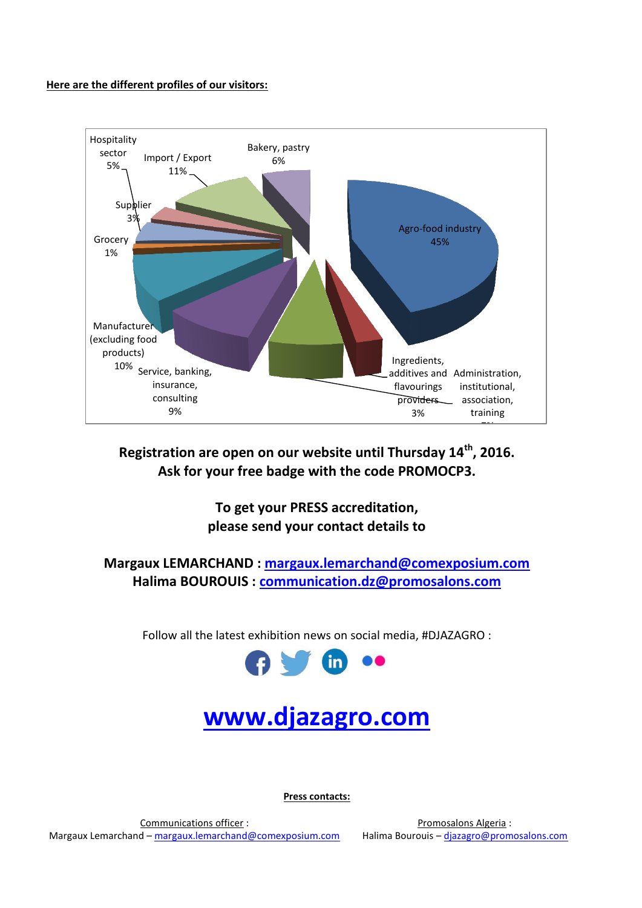**Here are the different profiles of our visitors:**

Hospitality sector 5%

Import / Export 11%

Bakery, pastry 6%

Supplier 3%

Agro-food industry 45%

Grocery 1%

Manufacturer (excluding food products) 10%

Service, banking, insurance, consulting 9%

Ingredients, additives and flavourings providers 3%

Administration, institutional, association, training 7%

**Registration are open on our website until Thursday 14th, 2016.**
**Ask for your free badge with the code PROMOCP3.**

**To get your PRESS accreditation,**
**please send your contact details to**

**Margaux LEMARCHAND : margaux.lemarchand@comexposium.com**
**Halima BOUROUIS : communication.dz@promosalons.com**

Follow all the latest exhibition news on social media, #DJAZAGRO :

# www.djazagro.com

**Press contacts:**

Communications officer :
Margaux Lemarchand – margaux.lemarchand@comexposium.com

Promosalons Algeria :
Halima Bourouis – djazagro@promosalons.com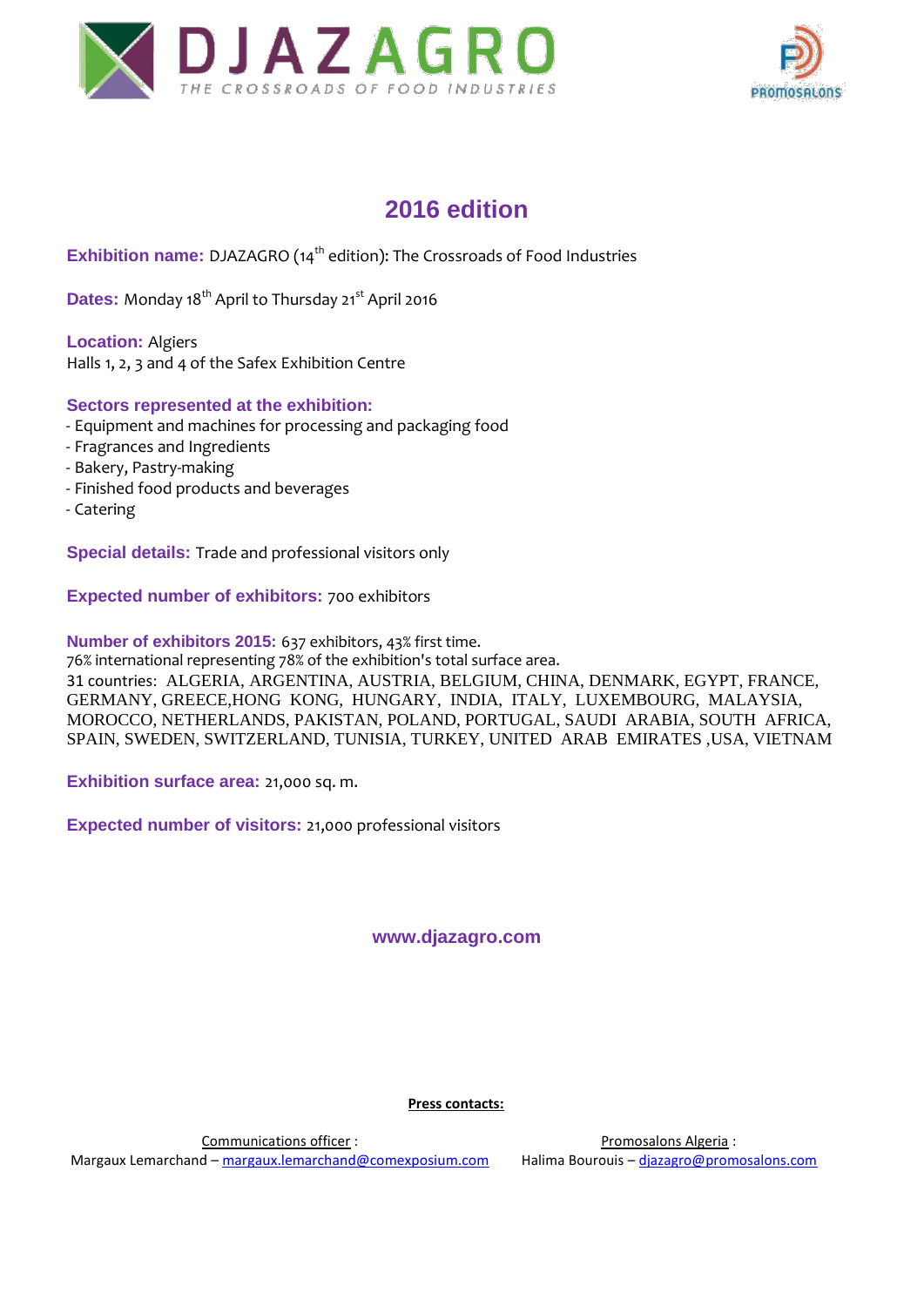DJAZAGRO
THE CROSSROADS OF FOOD INDUSTRIES

PROMOSALONS

# 2016 edition

**Exhibition name:** DJAZAGRO (14th edition): The Crossroads of Food Industries

**Dates:** Monday 18th April to Thursday 21st April 2016

**Location:** Algiers
Halls 1, 2, 3 and 4 of the Safex Exhibition Centre

**Sectors represented at the exhibition:**

- Equipment and machines for processing and packaging food
- Fragrances and Ingredients
- Bakery, Pastry-making
- Finished food products and beverages
- Catering

**Special details:** Trade and professional visitors only

**Expected number of exhibitors:** 700 exhibitors

**Number of exhibitors 2015:** 637 exhibitors, 43% first time.
76% international representing 78% of the exhibition's total surface area.
31 countries: ALGERIA, ARGENTINA, AUSTRIA, BELGIUM, CHINA, DENMARK, EGYPT, FRANCE, GERMANY, GREECE, HONG KONG, HUNGARY, INDIA, ITALY, LUXEMBOURG, MALAYSIA, MOROCCO, NETHERLANDS, PAKISTAN, POLAND, PORTUGAL, SAUDI ARABIA, SOUTH AFRICA, SPAIN, SWEDEN, SWITZERLAND, TUNISIA, TURKEY, UNITED ARAB EMIRATES, USA, VIETNAM

**Exhibition surface area:** 21,000 sq. m.

**Expected number of visitors:** 21,000 professional visitors

**www.djazagro.com**

**Press contacts:**

Communications officer :
Margaux Lemarchand – margaux.lemarchand@comexposium.com

Promosalons Algeria :
Halima Bourouis – djazagro@promosalons.com